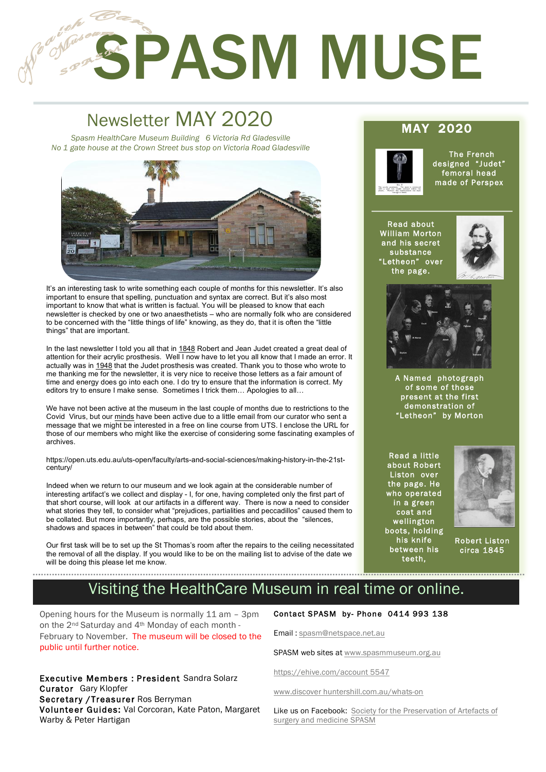# SPASM MUSE

## Newsletter MAY 2020

*Spasm HealthCare Museum Building 6 Victoria Rd Gladesville*
*No 1 gate house at the Crown Street bus stop on Victoria Road Gladesville*

It's an interesting task to write something each couple of months for this newsletter. It's also important to ensure that spelling, punctuation and syntax are correct. But it's also most important to know that what is written is factual. You will be pleased to know that each newsletter is checked by one or two anaesthetists – who are normally folk who are considered to be concerned with the "little things of life" knowing, as they do, that it is often the "little things" that are important.

In the last newsletter I told you all that in 1848 Robert and Jean Judet created a great deal of attention for their acrylic prosthesis. Well I now have to let you all know that I made an error. It actually was in 1948 that the Judet prosthesis was created. Thank you to those who wrote to me thanking me for the newsletter, it is very nice to receive those letters as a fair amount of time and energy does go into each one. I do try to ensure that the information is correct. My editors try to ensure I make sense. Sometimes I trick them… Apologies to all…

We have not been active at the museum in the last couple of months due to restrictions to the Covid Virus, but our minds have been active due to a little email from our curator who sent a message that we might be interested in a free on line course from UTS. I enclose the URL for those of our members who might like the exercise of considering some fascinating examples of archives.

https://open.uts.edu.au/uts-open/faculty/arts-and-social-sciences/making-history-in-the-21st-century/

Indeed when we return to our museum and we look again at the considerable number of interesting artifact's we collect and display - I, for one, having completed only the first part of that short course, will look at our artifacts in a different way. There is now a need to consider what stories they tell, to consider what "prejudices, partialities and peccadillos" caused them to be collated. But more importantly, perhaps, are the possible stories, about the "silences, shadows and spaces in between" that could be told about them.

Our first task will be to set up the St Thomas's room after the repairs to the ceiling necessitated the removal of all the display. If you would like to be on the mailing list to advise of the date we will be doing this please let me know.

## MAY 2020

The French designed "Judet" femoral head made of Perspex

Read about William Morton and his secret substance "Letheon" over the page.

A Named photograph of some of those present at the first demonstration of "Letheon" by Morton

Read a little about Robert Liston over the page. He who operated in a green coat and wellington boots, holding his knife between his teeth,

Robert Liston circa 1845

## Visiting the HealthCare Museum in real time or online.

Opening hours for the Museum is normally 11 am – 3pm on the 2nd Saturday and 4th Monday of each month - February to November. The museum will be closed to the public until further notice.

**Executive Members : President** Sandra Solarz
**Curator** Gary Klopfer
**Secretary /Treasurer** Ros Berryman
**Volunteer Guides:** Val Corcoran, Kate Paton, Margaret Warby & Peter Hartigan

**Contact SPASM by- Phone 0414 993 138**

Email : spasm@netspace.net.au

SPASM web sites at www.spasmmuseum.org.au

https://ehive.com/account 5547

www.discover huntershill.com.au/whats-on

Like us on Facebook: Society for the Preservation of Artefacts of surgery and medicine SPASM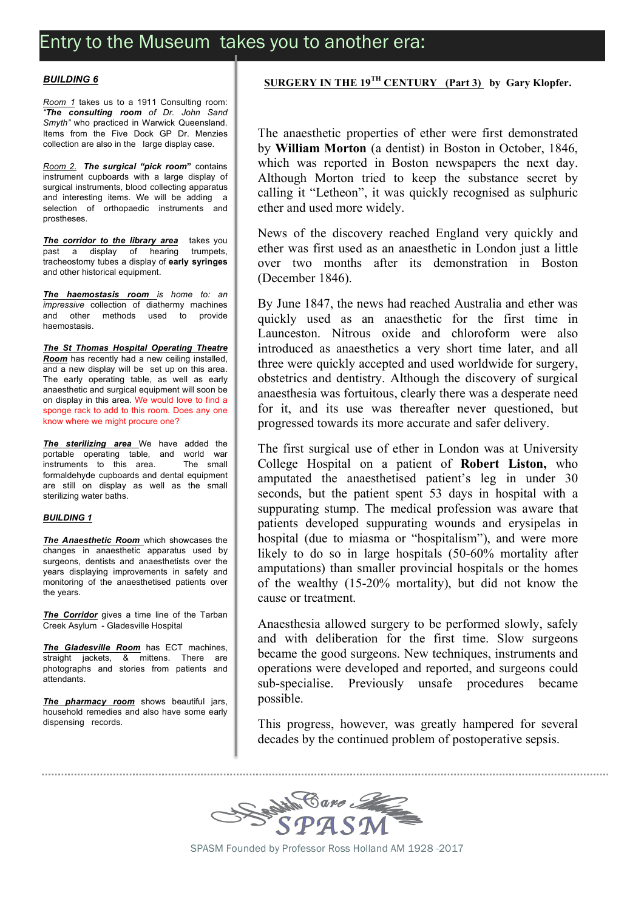# Entry to the Museum takes you to another era:

**BUILDING 6**

Room 1 takes us to a 1911 Consulting room: *"**The consulting room** of Dr. John Sand Smyth"* who practiced in Warwick Queensland. Items from the Five Dock GP Dr. Menzies collection are also in the large display case.

Room 2. ***The surgical "pick room"*** contains instrument cupboards with a large display of surgical instruments, blood collecting apparatus and interesting items. We will be adding a selection of orthopaedic instruments and prostheses.

***The corridor to the library area*** takes you past a display of hearing trumpets, tracheostomy tubes a display of **early syringes** and other historical equipment.

***The haemostasis room*** *is home to: an impressive* collection of diathermy machines and other methods used to provide haemostasis.

***The St Thomas Hospital Operating Theatre Room*** has recently had a new ceiling installed, and a new display will be set up on this area. The early operating table, as well as early anaesthetic and surgical equipment will soon be on display in this area. We would love to find a sponge rack to add to this room. Does any one know where we might procure one?

***The sterilizing area*** We have added the portable operating table, and world war instruments to this area. The small formaldehyde cupboards and dental equipment are still on display as well as the small sterilizing water baths.

**BUILDING 1**

***The Anaesthetic Room*** which showcases the changes in anaesthetic apparatus used by surgeons, dentists and anaesthetists over the years displaying improvements in safety and monitoring of the anaesthetised patients over the years.

***The Corridor*** gives a time line of the Tarban Creek Asylum - Gladesville Hospital

***The Gladesville Room*** has ECT machines, straight jackets, & mittens. There are photographs and stories from patients and attendants.

***The pharmacy room*** shows beautiful jars, household remedies and also have some early dispensing records.

## SURGERY IN THE 19TH CENTURY (Part 3) by Gary Klopfer.

The anaesthetic properties of ether were first demonstrated by **William Morton** (a dentist) in Boston in October, 1846, which was reported in Boston newspapers the next day. Although Morton tried to keep the substance secret by calling it "Letheon", it was quickly recognised as sulphuric ether and used more widely.

News of the discovery reached England very quickly and ether was first used as an anaesthetic in London just a little over two months after its demonstration in Boston (December 1846).

By June 1847, the news had reached Australia and ether was quickly used as an anaesthetic for the first time in Launceston. Nitrous oxide and chloroform were also introduced as anaesthetics a very short time later, and all three were quickly accepted and used worldwide for surgery, obstetrics and dentistry. Although the discovery of surgical anaesthesia was fortuitous, clearly there was a desperate need for it, and its use was thereafter never questioned, but progressed towards its more accurate and safer delivery.

The first surgical use of ether in London was at University College Hospital on a patient of **Robert Liston,** who amputated the anaesthetised patient's leg in under 30 seconds, but the patient spent 53 days in hospital with a suppurating stump. The medical profession was aware that patients developed suppurating wounds and erysipelas in hospital (due to miasma or "hospitalism"), and were more likely to do so in large hospitals (50-60% mortality after amputations) than smaller provincial hospitals or the homes of the wealthy (15-20% mortality), but did not know the cause or treatment.

Anaesthesia allowed surgery to be performed slowly, safely and with deliberation for the first time. Slow surgeons became the good surgeons. New techniques, instruments and operations were developed and reported, and surgeons could sub-specialise. Previously unsafe procedures became possible.

This progress, however, was greatly hampered for several decades by the continued problem of postoperative sepsis.

Health Care SPASM

SPASM Founded by Professor Ross Holland AM 1928 -2017